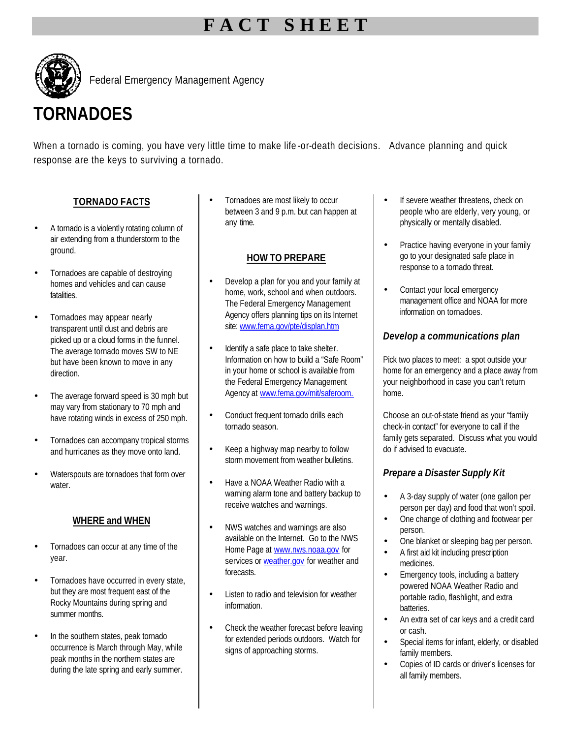# FACT SHEET

Federal Emergency Management Agency

# TORNADOES

When a tornado is coming, you have very little time to make life-or-death decisions. Advance planning and quick response are the keys to surviving a tornado.

## TORNADO FACTS

- A tornado is a violently rotating column of air extending from a thunderstorm to the ground.
- Tornadoes are capable of destroying homes and vehicles and can cause fatalities.
- Tornadoes may appear nearly transparent until dust and debris are picked up or a cloud forms in the funnel. The average tornado moves SW to NE but have been known to move in any direction.
- The average forward speed is 30 mph but may vary from stationary to 70 mph and have rotating winds in excess of 250 mph.
- Tornadoes can accompany tropical storms and hurricanes as they move onto land.
- Waterspouts are tornadoes that form over water.

## WHERE and WHEN

- Tornadoes can occur at any time of the year.
- Tornadoes have occurred in every state, but they are most frequent east of the Rocky Mountains during spring and summer months.
- In the southern states, peak tornado occurrence is March through May, while peak months in the northern states are during the late spring and early summer.
- Tornadoes are most likely to occur between 3 and 9 p.m. but can happen at any time.

## HOW TO PREPARE

- Develop a plan for you and your family at home, work, school and when outdoors. The Federal Emergency Management Agency offers planning tips on its Internet site: www.fema.gov/pte/displan.htm
- Identify a safe place to take shelter. Information on how to build a "Safe Room" in your home or school is available from the Federal Emergency Management Agency at www.fema.gov/mit/saferoom.
- Conduct frequent tornado drills each tornado season.
- Keep a highway map nearby to follow storm movement from weather bulletins.
- Have a NOAA Weather Radio with a warning alarm tone and battery backup to receive watches and warnings.
- NWS watches and warnings are also available on the Internet. Go to the NWS Home Page at www.nws.noaa.gov for services or weather.gov for weather and forecasts.
- Listen to radio and television for weather information.
- Check the weather forecast before leaving for extended periods outdoors. Watch for signs of approaching storms.
- If severe weather threatens, check on people who are elderly, very young, or physically or mentally disabled.
- Practice having everyone in your family go to your designated safe place in response to a tornado threat.
- Contact your local emergency management office and NOAA for more information on tornadoes.

### *Develop a communications plan*

Pick two places to meet: a spot outside your home for an emergency and a place away from your neighborhood in case you can't return home.

Choose an out-of-state friend as your "family check-in contact" for everyone to call if the family gets separated. Discuss what you would do if advised to evacuate.

### *Prepare a Disaster Supply Kit*

- A 3-day supply of water (one gallon per person per day) and food that won't spoil.
- One change of clothing and footwear per person.
- One blanket or sleeping bag per person.
- A first aid kit including prescription medicines.
- Emergency tools, including a battery powered NOAA Weather Radio and portable radio, flashlight, and extra batteries.
- An extra set of car keys and a credit card or cash.
- Special items for infant, elderly, or disabled family members.
- Copies of ID cards or driver's licenses for all family members.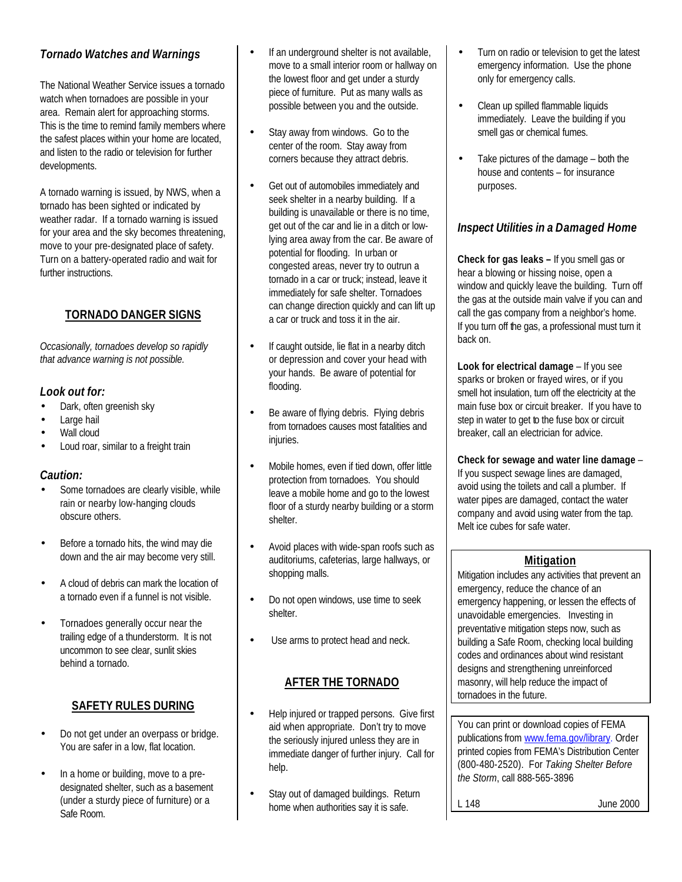### *Tornado Watches and Warnings*

The National Weather Service issues a tornado watch when tornadoes are possible in your area. Remain alert for approaching storms. This is the time to remind family members where the safest places within your home are located, and listen to the radio or television for further developments.

A tornado warning is issued, by NWS, when a tornado has been sighted or indicated by weather radar. If a tornado warning is issued for your area and the sky becomes threatening, move to your pre-designated place of safety. Turn on a battery-operated radio and wait for further instructions.

## TORNADO DANGER SIGNS

*Occasionally, tornadoes develop so rapidly that advance warning is not possible.*

### *Look out for:*

- Dark, often greenish sky
- Large hail
- Wall cloud
- Loud roar, similar to a freight train

### *Caution:*

- Some tornadoes are clearly visible, while rain or nearby low-hanging clouds obscure others.
- Before a tornado hits, the wind may die down and the air may become very still.
- A cloud of debris can mark the location of a tornado even if a funnel is not visible.
- Tornadoes generally occur near the trailing edge of a thunderstorm. It is not uncommon to see clear, sunlit skies behind a tornado.

## SAFETY RULES DURING

- Do not get under an overpass or bridge. You are safer in a low, flat location.
- In a home or building, move to a pre-designated shelter, such as a basement (under a sturdy piece of furniture) or a Safe Room.
- If an underground shelter is not available, move to a small interior room or hallway on the lowest floor and get under a sturdy piece of furniture. Put as many walls as possible between you and the outside.
- Stay away from windows. Go to the center of the room. Stay away from corners because they attract debris.
- Get out of automobiles immediately and seek shelter in a nearby building. If a building is unavailable or there is no time, get out of the car and lie in a ditch or low-lying area away from the car. Be aware of potential for flooding. In urban or congested areas, never try to outrun a tornado in a car or truck; instead, leave it immediately for safe shelter. Tornadoes can change direction quickly and can lift up a car or truck and toss it in the air.
- If caught outside, lie flat in a nearby ditch or depression and cover your head with your hands. Be aware of potential for flooding.
- Be aware of flying debris. Flying debris from tornadoes causes most fatalities and injuries.
- Mobile homes, even if tied down, offer little protection from tornadoes. You should leave a mobile home and go to the lowest floor of a sturdy nearby building or a storm shelter.
- Avoid places with wide-span roofs such as auditoriums, cafeterias, large hallways, or shopping malls.
- Do not open windows, use time to seek shelter.
- Use arms to protect head and neck.

## AFTER THE TORNADO

- Help injured or trapped persons. Give first aid when appropriate. Don't try to move the seriously injured unless they are in immediate danger of further injury. Call for help.
- Stay out of damaged buildings. Return home when authorities say it is safe.
- Turn on radio or television to get the latest emergency information. Use the phone only for emergency calls.
- Clean up spilled flammable liquids immediately. Leave the building if you smell gas or chemical fumes.
- Take pictures of the damage – both the house and contents – for insurance purposes.

### *Inspect Utilities in a Damaged Home*

**Check for gas leaks –** If you smell gas or hear a blowing or hissing noise, open a window and quickly leave the building. Turn off the gas at the outside main valve if you can and call the gas company from a neighbor's home. If you turn off the gas, a professional must turn it back on.

**Look for electrical damage** – If you see sparks or broken or frayed wires, or if you smell hot insulation, turn off the electricity at the main fuse box or circuit breaker. If you have to step in water to get to the fuse box or circuit breaker, call an electrician for advice.

**Check for sewage and water line damage** – If you suspect sewage lines are damaged, avoid using the toilets and call a plumber. If water pipes are damaged, contact the water company and avoid using water from the tap. Melt ice cubes for safe water.

## Mitigation

Mitigation includes any activities that prevent an emergency, reduce the chance of an emergency happening, or lessen the effects of unavoidable emergencies. Investing in preventative mitigation steps now, such as building a Safe Room, checking local building codes and ordinances about wind resistant designs and strengthening unreinforced masonry, will help reduce the impact of tornadoes in the future.

You can print or download copies of FEMA publications from www.fema.gov/library. Order printed copies from FEMA's Distribution Center (800-480-2520). For *Taking Shelter Before the Storm*, call 888-565-3896

L 148 June 2000